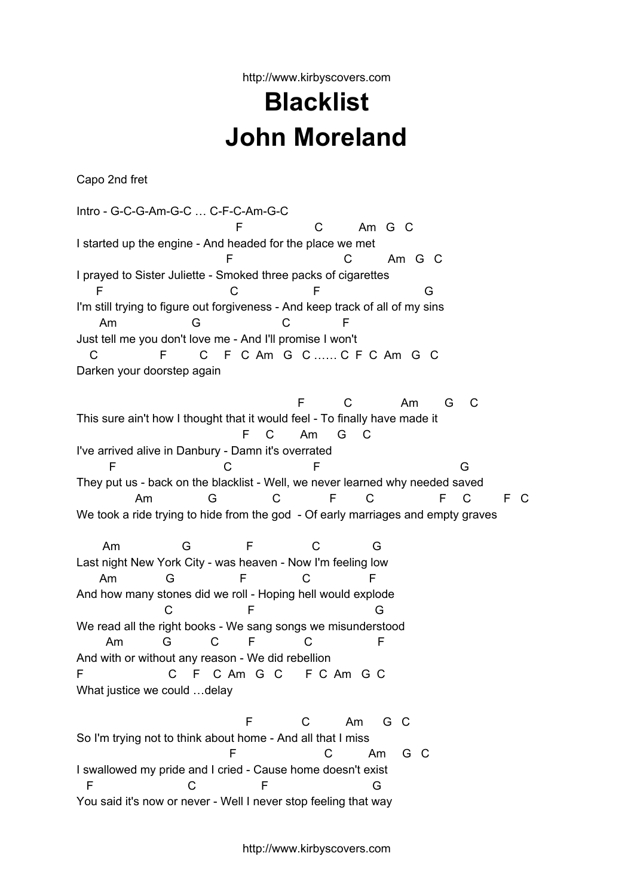# Blacklist
# John Moreland

Capo 2nd fret

```
Intro - G-C-G-Am-G-C … C-F-C-Am-G-C
                                    F                C         Am   G   C
I started up the engine - And headed for the place we met
                                  F                          C         Am   G   C
I prayed to Sister Juliette - Smoked three packs of cigarettes
     F                            C                 F                        G
I'm still trying to figure out forgiveness - And keep track of all of my sins
      Am                G                  C            F
Just tell me you don't love me - And I'll promise I won't
   C               F        C    F   C  Am   G   C …… C  F  C  Am   G   C
Darken your doorstep again

                                                   F          C            Am       G     C
This sure ain't how I thought that it would feel - To finally have made it
                                      F    C       Am     G     C
I've arrived alive in Danbury - Damn it's overrated
        F                      C                   F                                 G
They put us - back on the blacklist - Well, we never learned why needed saved
             Am              G              C            F        C               F    C        F   C
We took a ride trying to hide from the god  - Of early marriages and empty graves

      Am               G               F               C              G
Last night New York City - was heaven - Now I'm feeling low
     Am            G                 F              C               F
And how many stones did we roll - Hoping hell would explode
                  C                 F                           G
We read all the right books - We sang songs we misunderstood
       Am          G          C        F             C                F
And with or without any reason - We did rebellion
F                    C    F   C  Am   G   C      F  C  Am   G  C
What justice we could …delay

                                        F            C          Am      G   C
So I'm trying not to think about home - And all that I miss
                                    F                    C         Am    G   C
I swallowed my pride and I cried - Cause home doesn't exist
  F                    C                F                      G
You said it's now or never - Well I never stop feeling that way
```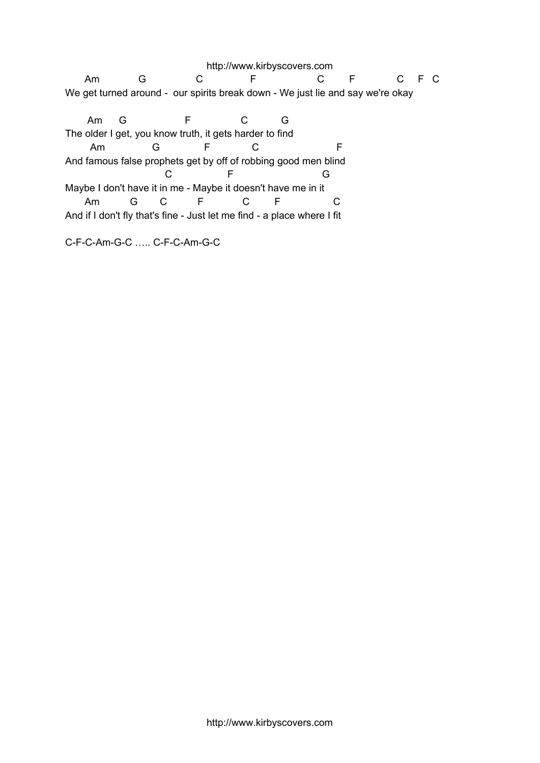```
      Am            G               C               F                  C        F             C    F  C
We get turned around -  our spirits break down - We just lie and say we're okay


       Am     G                  F               C          G
The older I get, you know truth, it gets harder to find
        Am              G             F            C                       F
And famous false prophets get by off of robbing good men blind
                             C               F                        G
Maybe I don't have it in me - Maybe it doesn't have me in it
      Am         G      C         F           C       F              C
And if I don't fly that's fine - Just let me find - a place where I fit

C-F-C-Am-G-C ….. C-F-C-Am-G-C
```